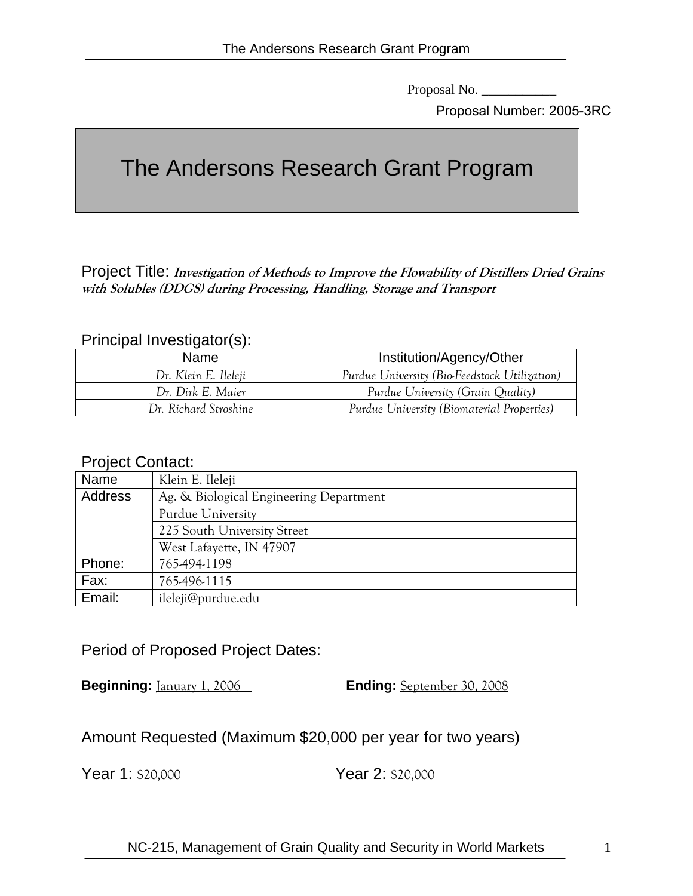Proposal No. ___________

Proposal Number: 2005-3RC

# The Andersons Research Grant Program

Project Title: ***Investigation of Methods to Improve the Flowability of Distillers Dried Grains with Solubles (DDGS) during Processing, Handling, Storage and Transport***

Principal Investigator(s):

| Name | Institution/Agency/Other |
|---|---|
| *Dr. Klein E. Ileleji* | *Purdue University (Bio-Feedstock Utilization)* |
| *Dr. Dirk E. Maier* | *Purdue University (Grain Quality)* |
| *Dr. Richard Stroshine* | *Purdue University (Biomaterial Properties)* |

Project Contact:

| | |
|---|---|
| Name | Klein E. Ileleji |
| Address | Ag. & Biological Engineering Department |
| | Purdue University |
| | 225 South University Street |
| | West Lafayette, IN 47907 |
| Phone: | 765-494-1198 |
| Fax: | 765-496-1115 |
| Email: | ileleji@purdue.edu |

Period of Proposed Project Dates:

**Beginning:** January 1, 2006 **Ending:** September 30, 2008

Amount Requested (Maximum $20,000 per year for two years)

Year 1: $20,000 Year 2: $20,000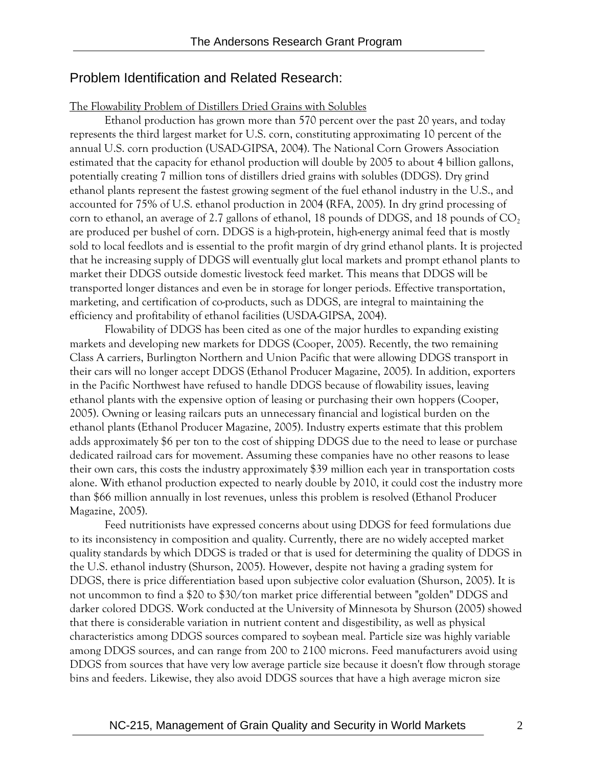## Problem Identification and Related Research:

The Flowability Problem of Distillers Dried Grains with Solubles

Ethanol production has grown more than 570 percent over the past 20 years, and today represents the third largest market for U.S. corn, constituting approximating 10 percent of the annual U.S. corn production (USAD-GIPSA, 2004). The National Corn Growers Association estimated that the capacity for ethanol production will double by 2005 to about 4 billion gallons, potentially creating 7 million tons of distillers dried grains with solubles (DDGS). Dry grind ethanol plants represent the fastest growing segment of the fuel ethanol industry in the U.S., and accounted for 75% of U.S. ethanol production in 2004 (RFA, 2005). In dry grind processing of corn to ethanol, an average of 2.7 gallons of ethanol, 18 pounds of DDGS, and 18 pounds of $CO_2$ are produced per bushel of corn. DDGS is a high-protein, high-energy animal feed that is mostly sold to local feedlots and is essential to the profit margin of dry grind ethanol plants. It is projected that he increasing supply of DDGS will eventually glut local markets and prompt ethanol plants to market their DDGS outside domestic livestock feed market. This means that DDGS will be transported longer distances and even be in storage for longer periods. Effective transportation, marketing, and certification of co-products, such as DDGS, are integral to maintaining the efficiency and profitability of ethanol facilities (USDA-GIPSA, 2004).

Flowability of DDGS has been cited as one of the major hurdles to expanding existing markets and developing new markets for DDGS (Cooper, 2005). Recently, the two remaining Class A carriers, Burlington Northern and Union Pacific that were allowing DDGS transport in their cars will no longer accept DDGS (Ethanol Producer Magazine, 2005). In addition, exporters in the Pacific Northwest have refused to handle DDGS because of flowability issues, leaving ethanol plants with the expensive option of leasing or purchasing their own hoppers (Cooper, 2005). Owning or leasing railcars puts an unnecessary financial and logistical burden on the ethanol plants (Ethanol Producer Magazine, 2005). Industry experts estimate that this problem adds approximately \$6 per ton to the cost of shipping DDGS due to the need to lease or purchase dedicated railroad cars for movement. Assuming these companies have no other reasons to lease their own cars, this costs the industry approximately \$39 million each year in transportation costs alone. With ethanol production expected to nearly double by 2010, it could cost the industry more than \$66 million annually in lost revenues, unless this problem is resolved (Ethanol Producer Magazine, 2005).

Feed nutritionists have expressed concerns about using DDGS for feed formulations due to its inconsistency in composition and quality. Currently, there are no widely accepted market quality standards by which DDGS is traded or that is used for determining the quality of DDGS in the U.S. ethanol industry (Shurson, 2005). However, despite not having a grading system for DDGS, there is price differentiation based upon subjective color evaluation (Shurson, 2005). It is not uncommon to find a \$20 to \$30/ton market price differential between "golden" DDGS and darker colored DDGS. Work conducted at the University of Minnesota by Shurson (2005) showed that there is considerable variation in nutrient content and disgestibility, as well as physical characteristics among DDGS sources compared to soybean meal. Particle size was highly variable among DDGS sources, and can range from 200 to 2100 microns. Feed manufacturers avoid using DDGS from sources that have very low average particle size because it doesn't flow through storage bins and feeders. Likewise, they also avoid DDGS sources that have a high average micron size